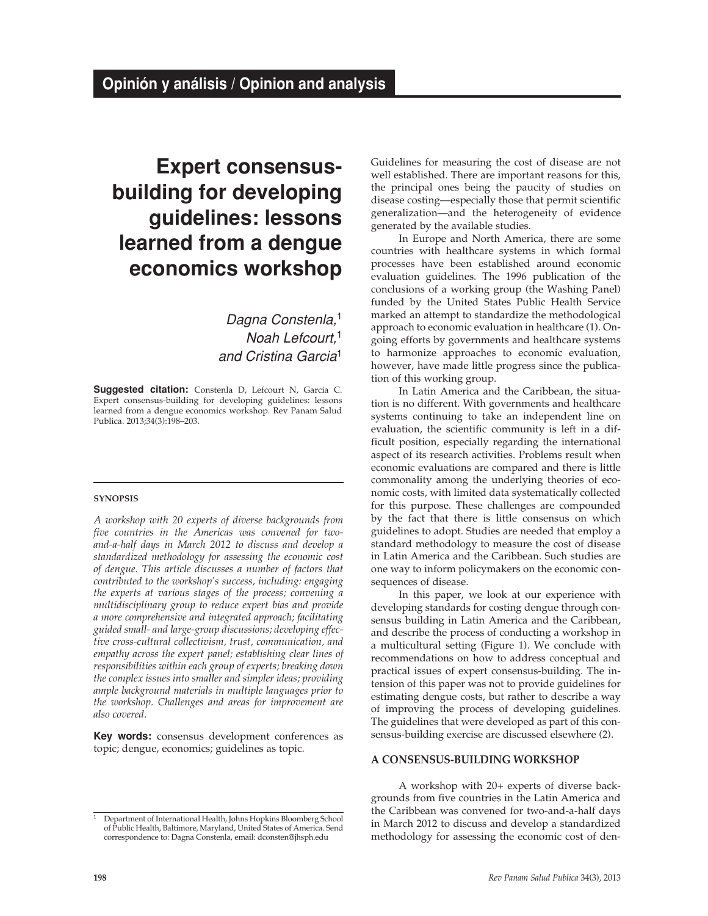Opinión y análisis / Opinion and analysis

# Expert consensus-building for developing guidelines: lessons learned from a dengue economics workshop

*Dagna Constenla,*[1] *Noah Lefcourt,*[1] *and Cristina Garcia*[1]

**Suggested citation:** Constenla D, Lefcourt N, Garcia C. Expert consensus-building for developing guidelines: lessons learned from a dengue economics workshop. Rev Panam Salud Publica. 2013;34(3):198–203.

#### SYNOPSIS

*A workshop with 20 experts of diverse backgrounds from five countries in the Americas was convened for two-and-a-half days in March 2012 to discuss and develop a standardized methodology for assessing the economic cost of dengue. This article discusses a number of factors that contributed to the workshop's success, including: engaging the experts at various stages of the process; convening a multidisciplinary group to reduce expert bias and provide a more comprehensive and integrated approach; facilitating guided small- and large-group discussions; developing effective cross-cultural collectivism, trust, communication, and empathy across the expert panel; establishing clear lines of responsibilities within each group of experts; breaking down the complex issues into smaller and simpler ideas; providing ample background materials in multiple languages prior to the workshop. Challenges and areas for improvement are also covered.*

**Key words:** consensus development conferences as topic; dengue, economics; guidelines as topic.

[1] Department of International Health, Johns Hopkins Bloomberg School of Public Health, Baltimore, Maryland, United States of America. Send correspondence to: Dagna Constenla, email: dconsten@jhsph.edu

Guidelines for measuring the cost of disease are not well established. There are important reasons for this, the principal ones being the paucity of studies on disease costing—especially those that permit scientific generalization—and the heterogeneity of evidence generated by the available studies.

In Europe and North America, there are some countries with healthcare systems in which formal processes have been established around economic evaluation guidelines. The 1996 publication of the conclusions of a working group (the Washing Panel) funded by the United States Public Health Service marked an attempt to standardize the methodological approach to economic evaluation in healthcare (1). Ongoing efforts by governments and healthcare systems to harmonize approaches to economic evaluation, however, have made little progress since the publication of this working group.

In Latin America and the Caribbean, the situation is no different. With governments and healthcare systems continuing to take an independent line on evaluation, the scientific community is left in a difficult position, especially regarding the international aspect of its research activities. Problems result when economic evaluations are compared and there is little commonality among the underlying theories of economic costs, with limited data systematically collected for this purpose. These challenges are compounded by the fact that there is little consensus on which guidelines to adopt. Studies are needed that employ a standard methodology to measure the cost of disease in Latin America and the Caribbean. Such studies are one way to inform policymakers on the economic consequences of disease.

In this paper, we look at our experience with developing standards for costing dengue through consensus building in Latin America and the Caribbean, and describe the process of conducting a workshop in a multicultural setting (Figure 1). We conclude with recommendations on how to address conceptual and practical issues of expert consensus-building. The intension of this paper was not to provide guidelines for estimating dengue costs, but rather to describe a way of improving the process of developing guidelines. The guidelines that were developed as part of this consensus-building exercise are discussed elsewhere (2).

## A CONSENSUS-BUILDING WORKSHOP

A workshop with 20+ experts of diverse backgrounds from five countries in the Latin America and the Caribbean was convened for two-and-a-half days in March 2012 to discuss and develop a standardized methodology for assessing the economic cost of den-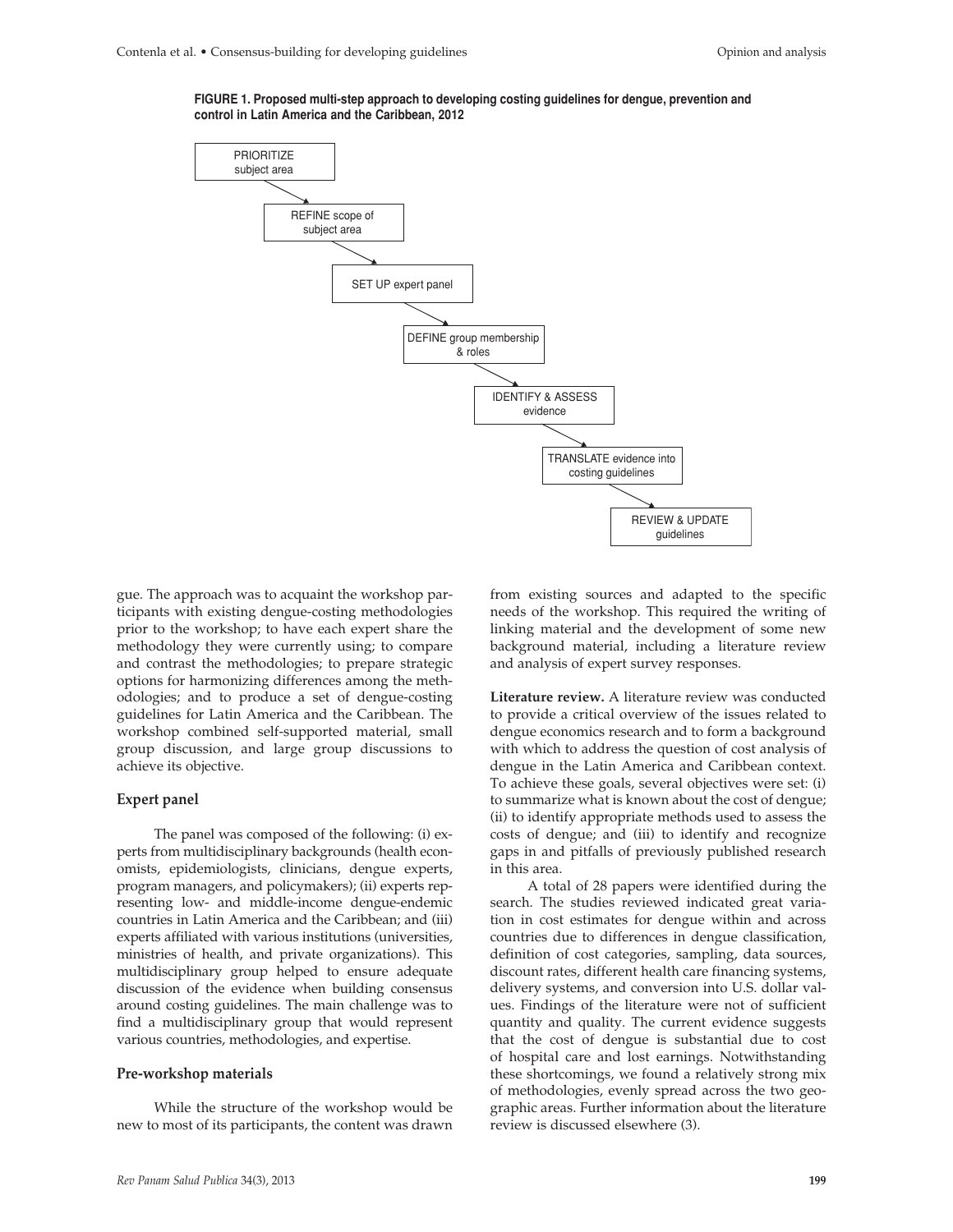**FIGURE 1. Proposed multi-step approach to developing costing guidelines for dengue, prevention and control in Latin America and the Caribbean, 2012**

PRIORITIZE subject area → REFINE scope of subject area → SET UP expert panel → DEFINE group membership & roles → IDENTIFY & ASSESS evidence → TRANSLATE evidence into costing guidelines → REVIEW & UPDATE guidelines

gue. The approach was to acquaint the workshop participants with existing dengue-costing methodologies prior to the workshop; to have each expert share the methodology they were currently using; to compare and contrast the methodologies; to prepare strategic options for harmonizing differences among the methodologies; and to produce a set of dengue-costing guidelines for Latin America and the Caribbean. The workshop combined self-supported material, small group discussion, and large group discussions to achieve its objective.

### Expert panel

The panel was composed of the following: (i) experts from multidisciplinary backgrounds (health economists, epidemiologists, clinicians, dengue experts, program managers, and policymakers); (ii) experts representing low- and middle-income dengue-endemic countries in Latin America and the Caribbean; and (iii) experts affiliated with various institutions (universities, ministries of health, and private organizations). This multidisciplinary group helped to ensure adequate discussion of the evidence when building consensus around costing guidelines. The main challenge was to find a multidisciplinary group that would represent various countries, methodologies, and expertise.

### Pre-workshop materials

While the structure of the workshop would be new to most of its participants, the content was drawn from existing sources and adapted to the specific needs of the workshop. This required the writing of linking material and the development of some new background material, including a literature review and analysis of expert survey responses.

**Literature review.** A literature review was conducted to provide a critical overview of the issues related to dengue economics research and to form a background with which to address the question of cost analysis of dengue in the Latin America and Caribbean context. To achieve these goals, several objectives were set: (i) to summarize what is known about the cost of dengue; (ii) to identify appropriate methods used to assess the costs of dengue; and (iii) to identify and recognize gaps in and pitfalls of previously published research in this area.

A total of 28 papers were identified during the search. The studies reviewed indicated great variation in cost estimates for dengue within and across countries due to differences in dengue classification, definition of cost categories, sampling, data sources, discount rates, different health care financing systems, delivery systems, and conversion into U.S. dollar values. Findings of the literature were not of sufficient quantity and quality. The current evidence suggests that the cost of dengue is substantial due to cost of hospital care and lost earnings. Notwithstanding these shortcomings, we found a relatively strong mix of methodologies, evenly spread across the two geographic areas. Further information about the literature review is discussed elsewhere (3).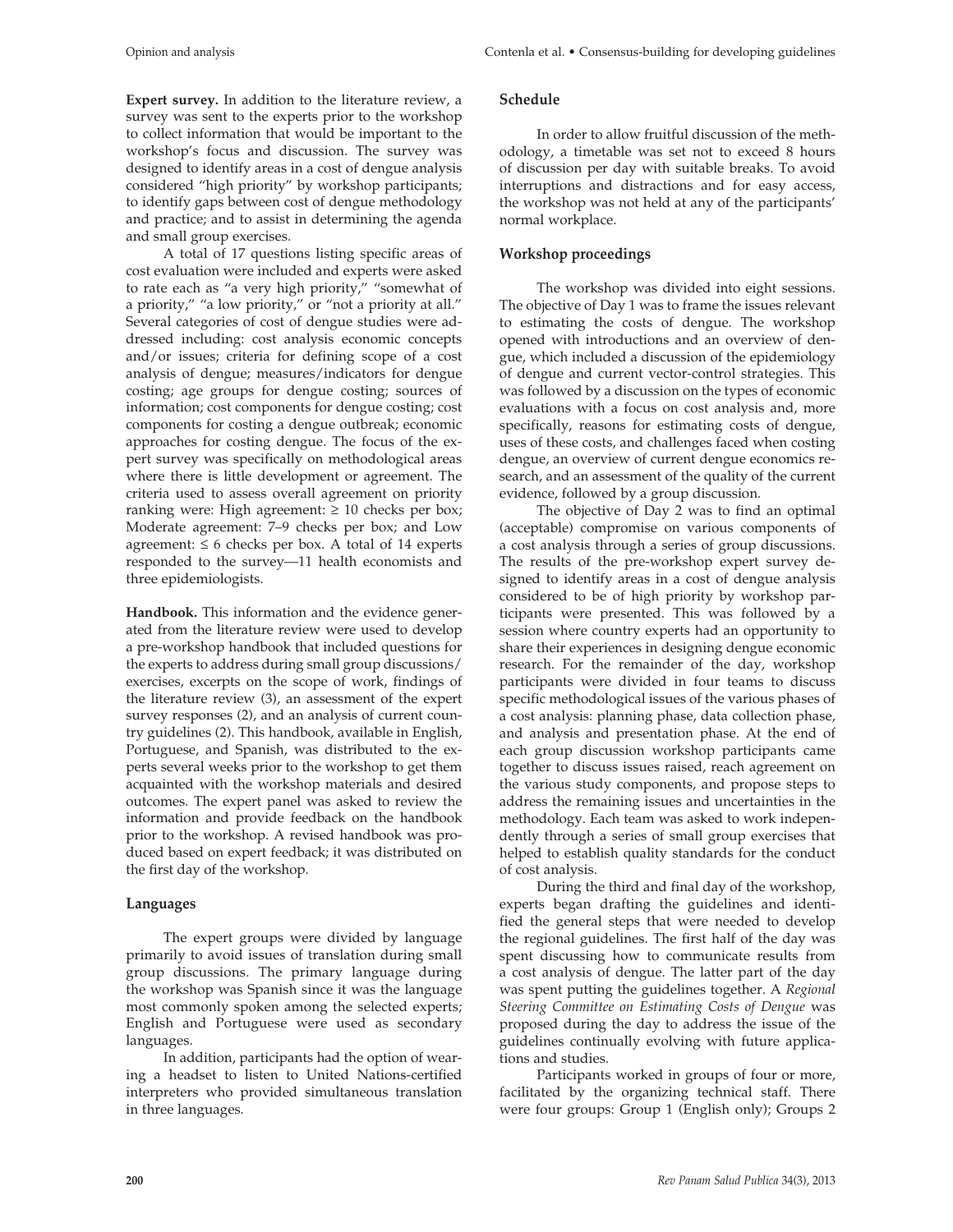**Expert survey.** In addition to the literature review, a survey was sent to the experts prior to the workshop to collect information that would be important to the workshop's focus and discussion. The survey was designed to identify areas in a cost of dengue analysis considered "high priority" by workshop participants; to identify gaps between cost of dengue methodology and practice; and to assist in determining the agenda and small group exercises.

A total of 17 questions listing specific areas of cost evaluation were included and experts were asked to rate each as "a very high priority," "somewhat of a priority," "a low priority," or "not a priority at all." Several categories of cost of dengue studies were addressed including: cost analysis economic concepts and/or issues; criteria for defining scope of a cost analysis of dengue; measures/indicators for dengue costing; age groups for dengue costing; sources of information; cost components for dengue costing; cost components for costing a dengue outbreak; economic approaches for costing dengue. The focus of the expert survey was specifically on methodological areas where there is little development or agreement. The criteria used to assess overall agreement on priority ranking were: High agreement: ≥ 10 checks per box; Moderate agreement: 7–9 checks per box; and Low agreement: ≤ 6 checks per box. A total of 14 experts responded to the survey—11 health economists and three epidemiologists.

**Handbook.** This information and the evidence generated from the literature review were used to develop a pre-workshop handbook that included questions for the experts to address during small group discussions/exercises, excerpts on the scope of work, findings of the literature review (3), an assessment of the expert survey responses (2), and an analysis of current country guidelines (2). This handbook, available in English, Portuguese, and Spanish, was distributed to the experts several weeks prior to the workshop to get them acquainted with the workshop materials and desired outcomes. The expert panel was asked to review the information and provide feedback on the handbook prior to the workshop. A revised handbook was produced based on expert feedback; it was distributed on the first day of the workshop.

## Languages

The expert groups were divided by language primarily to avoid issues of translation during small group discussions. The primary language during the workshop was Spanish since it was the language most commonly spoken among the selected experts; English and Portuguese were used as secondary languages.

In addition, participants had the option of wearing a headset to listen to United Nations-certified interpreters who provided simultaneous translation in three languages.

## Schedule

In order to allow fruitful discussion of the methodology, a timetable was set not to exceed 8 hours of discussion per day with suitable breaks. To avoid interruptions and distractions and for easy access, the workshop was not held at any of the participants' normal workplace.

## Workshop proceedings

The workshop was divided into eight sessions. The objective of Day 1 was to frame the issues relevant to estimating the costs of dengue. The workshop opened with introductions and an overview of dengue, which included a discussion of the epidemiology of dengue and current vector-control strategies. This was followed by a discussion on the types of economic evaluations with a focus on cost analysis and, more specifically, reasons for estimating costs of dengue, uses of these costs, and challenges faced when costing dengue, an overview of current dengue economics research, and an assessment of the quality of the current evidence, followed by a group discussion.

The objective of Day 2 was to find an optimal (acceptable) compromise on various components of a cost analysis through a series of group discussions. The results of the pre-workshop expert survey designed to identify areas in a cost of dengue analysis considered to be of high priority by workshop participants were presented. This was followed by a session where country experts had an opportunity to share their experiences in designing dengue economic research. For the remainder of the day, workshop participants were divided in four teams to discuss specific methodological issues of the various phases of a cost analysis: planning phase, data collection phase, and analysis and presentation phase. At the end of each group discussion workshop participants came together to discuss issues raised, reach agreement on the various study components, and propose steps to address the remaining issues and uncertainties in the methodology. Each team was asked to work independently through a series of small group exercises that helped to establish quality standards for the conduct of cost analysis.

During the third and final day of the workshop, experts began drafting the guidelines and identified the general steps that were needed to develop the regional guidelines. The first half of the day was spent discussing how to communicate results from a cost analysis of dengue. The latter part of the day was spent putting the guidelines together. A *Regional Steering Committee on Estimating Costs of Dengue* was proposed during the day to address the issue of the guidelines continually evolving with future applications and studies.

Participants worked in groups of four or more, facilitated by the organizing technical staff. There were four groups: Group 1 (English only); Groups 2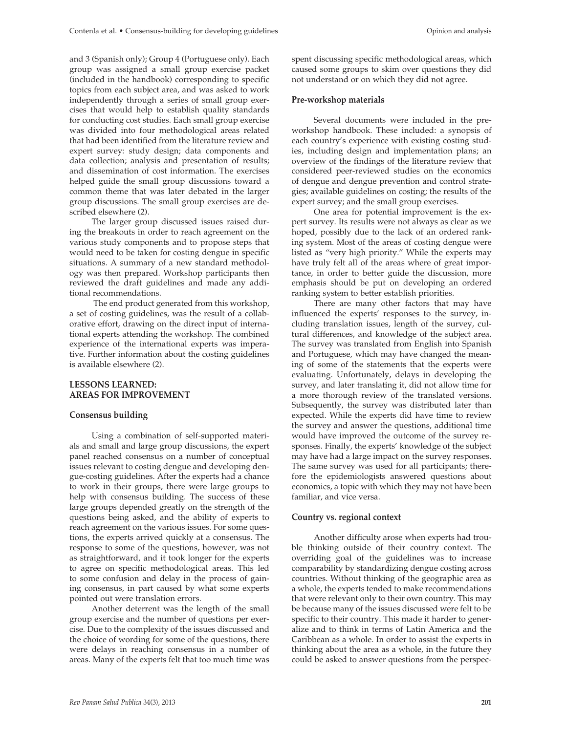and 3 (Spanish only); Group 4 (Portuguese only). Each group was assigned a small group exercise packet (included in the handbook) corresponding to specific topics from each subject area, and was asked to work independently through a series of small group exercises that would help to establish quality standards for conducting cost studies. Each small group exercise was divided into four methodological areas related that had been identified from the literature review and expert survey: study design; data components and data collection; analysis and presentation of results; and dissemination of cost information. The exercises helped guide the small group discussions toward a common theme that was later debated in the larger group discussions. The small group exercises are described elsewhere (2).

The larger group discussed issues raised during the breakouts in order to reach agreement on the various study components and to propose steps that would need to be taken for costing dengue in specific situations. A summary of a new standard methodology was then prepared. Workshop participants then reviewed the draft guidelines and made any additional recommendations.

The end product generated from this workshop, a set of costing guidelines, was the result of a collaborative effort, drawing on the direct input of international experts attending the workshop. The combined experience of the international experts was imperative. Further information about the costing guidelines is available elsewhere (2).

## LESSONS LEARNED: AREAS FOR IMPROVEMENT

### Consensus building

Using a combination of self-supported materials and small and large group discussions, the expert panel reached consensus on a number of conceptual issues relevant to costing dengue and developing dengue-costing guidelines. After the experts had a chance to work in their groups, there were large groups to help with consensus building. The success of these large groups depended greatly on the strength of the questions being asked, and the ability of experts to reach agreement on the various issues. For some questions, the experts arrived quickly at a consensus. The response to some of the questions, however, was not as straightforward, and it took longer for the experts to agree on specific methodological areas. This led to some confusion and delay in the process of gaining consensus, in part caused by what some experts pointed out were translation errors.

Another deterrent was the length of the small group exercise and the number of questions per exercise. Due to the complexity of the issues discussed and the choice of wording for some of the questions, there were delays in reaching consensus in a number of areas. Many of the experts felt that too much time was spent discussing specific methodological areas, which caused some groups to skim over questions they did not understand or on which they did not agree.

### Pre-workshop materials

Several documents were included in the pre-workshop handbook. These included: a synopsis of each country's experience with existing costing studies, including design and implementation plans; an overview of the findings of the literature review that considered peer-reviewed studies on the economics of dengue and dengue prevention and control strategies; available guidelines on costing; the results of the expert survey; and the small group exercises.

One area for potential improvement is the expert survey. Its results were not always as clear as we hoped, possibly due to the lack of an ordered ranking system. Most of the areas of costing dengue were listed as "very high priority." While the experts may have truly felt all of the areas where of great importance, in order to better guide the discussion, more emphasis should be put on developing an ordered ranking system to better establish priorities.

There are many other factors that may have influenced the experts' responses to the survey, including translation issues, length of the survey, cultural differences, and knowledge of the subject area. The survey was translated from English into Spanish and Portuguese, which may have changed the meaning of some of the statements that the experts were evaluating. Unfortunately, delays in developing the survey, and later translating it, did not allow time for a more thorough review of the translated versions. Subsequently, the survey was distributed later than expected. While the experts did have time to review the survey and answer the questions, additional time would have improved the outcome of the survey responses. Finally, the experts' knowledge of the subject may have had a large impact on the survey responses. The same survey was used for all participants; therefore the epidemiologists answered questions about economics, a topic with which they may not have been familiar, and vice versa.

### Country vs. regional context

Another difficulty arose when experts had trouble thinking outside of their country context. The overriding goal of the guidelines was to increase comparability by standardizing dengue costing across countries. Without thinking of the geographic area as a whole, the experts tended to make recommendations that were relevant only to their own country. This may be because many of the issues discussed were felt to be specific to their country. This made it harder to generalize and to think in terms of Latin America and the Caribbean as a whole. In order to assist the experts in thinking about the area as a whole, in the future they could be asked to answer questions from the perspec-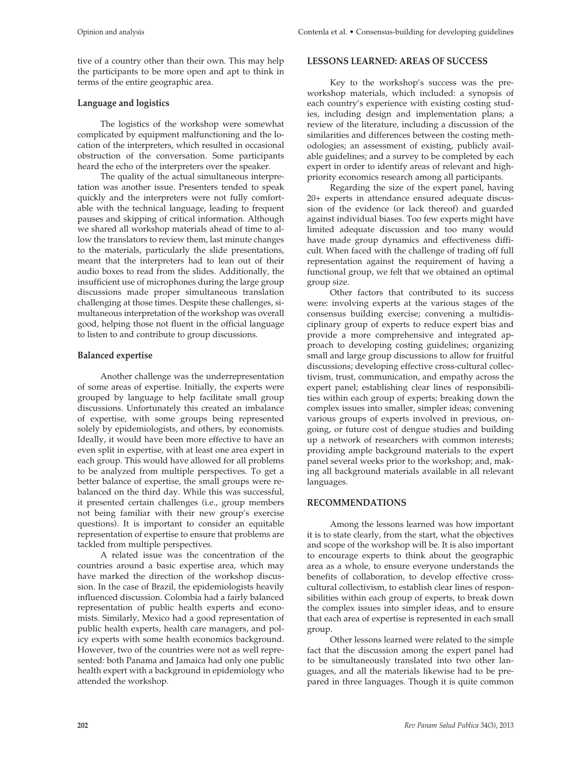tive of a country other than their own. This may help the participants to be more open and apt to think in terms of the entire geographic area.

### Language and logistics

The logistics of the workshop were somewhat complicated by equipment malfunctioning and the location of the interpreters, which resulted in occasional obstruction of the conversation. Some participants heard the echo of the interpreters over the speaker.

The quality of the actual simultaneous interpretation was another issue. Presenters tended to speak quickly and the interpreters were not fully comfortable with the technical language, leading to frequent pauses and skipping of critical information. Although we shared all workshop materials ahead of time to allow the translators to review them, last minute changes to the materials, particularly the slide presentations, meant that the interpreters had to lean out of their audio boxes to read from the slides. Additionally, the insufficient use of microphones during the large group discussions made proper simultaneous translation challenging at those times. Despite these challenges, simultaneous interpretation of the workshop was overall good, helping those not fluent in the official language to listen to and contribute to group discussions.

### Balanced expertise

Another challenge was the underrepresentation of some areas of expertise. Initially, the experts were grouped by language to help facilitate small group discussions. Unfortunately this created an imbalance of expertise, with some groups being represented solely by epidemiologists, and others, by economists. Ideally, it would have been more effective to have an even split in expertise, with at least one area expert in each group. This would have allowed for all problems to be analyzed from multiple perspectives. To get a better balance of expertise, the small groups were rebalanced on the third day. While this was successful, it presented certain challenges (i.e., group members not being familiar with their new group's exercise questions). It is important to consider an equitable representation of expertise to ensure that problems are tackled from multiple perspectives.

A related issue was the concentration of the countries around a basic expertise area, which may have marked the direction of the workshop discussion. In the case of Brazil, the epidemiologists heavily influenced discussion. Colombia had a fairly balanced representation of public health experts and economists. Similarly, Mexico had a good representation of public health experts, health care managers, and policy experts with some health economics background. However, two of the countries were not as well represented: both Panama and Jamaica had only one public health expert with a background in epidemiology who attended the workshop.

## LESSONS LEARNED: AREAS OF SUCCESS

Key to the workshop's success was the pre-workshop materials, which included: a synopsis of each country's experience with existing costing studies, including design and implementation plans; a review of the literature, including a discussion of the similarities and differences between the costing methodologies; an assessment of existing, publicly available guidelines; and a survey to be completed by each expert in order to identify areas of relevant and high-priority economics research among all participants.

Regarding the size of the expert panel, having 20+ experts in attendance ensured adequate discussion of the evidence (or lack thereof) and guarded against individual biases. Too few experts might have limited adequate discussion and too many would have made group dynamics and effectiveness difficult. When faced with the challenge of trading off full representation against the requirement of having a functional group, we felt that we obtained an optimal group size.

Other factors that contributed to its success were: involving experts at the various stages of the consensus building exercise; convening a multidisciplinary group of experts to reduce expert bias and provide a more comprehensive and integrated approach to developing costing guidelines; organizing small and large group discussions to allow for fruitful discussions; developing effective cross-cultural collectivism, trust, communication, and empathy across the expert panel; establishing clear lines of responsibilities within each group of experts; breaking down the complex issues into smaller, simpler ideas; convening various groups of experts involved in previous, ongoing, or future cost of dengue studies and building up a network of researchers with common interests; providing ample background materials to the expert panel several weeks prior to the workshop; and, making all background materials available in all relevant languages.

## RECOMMENDATIONS

Among the lessons learned was how important it is to state clearly, from the start, what the objectives and scope of the workshop will be. It is also important to encourage experts to think about the geographic area as a whole, to ensure everyone understands the benefits of collaboration, to develop effective cross-cultural collectivism, to establish clear lines of responsibilities within each group of experts, to break down the complex issues into simpler ideas, and to ensure that each area of expertise is represented in each small group.

Other lessons learned were related to the simple fact that the discussion among the expert panel had to be simultaneously translated into two other languages, and all the materials likewise had to be prepared in three languages. Though it is quite common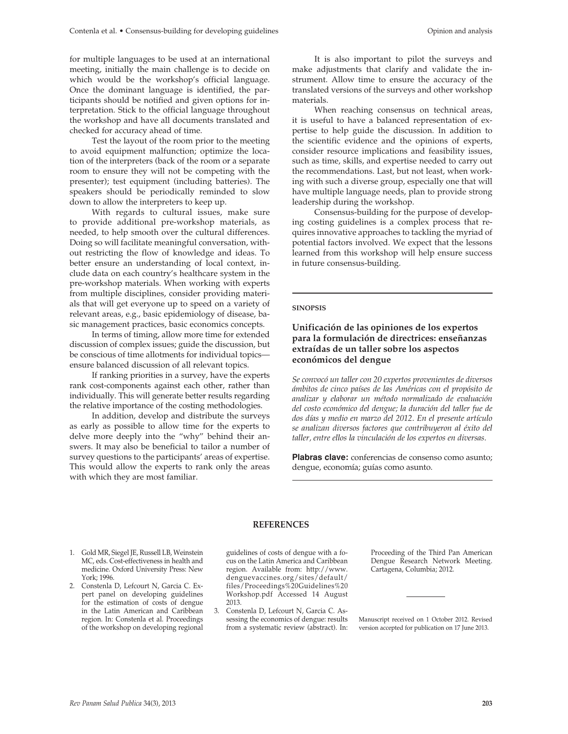for multiple languages to be used at an international meeting, initially the main challenge is to decide on which would be the workshop's official language. Once the dominant language is identified, the participants should be notified and given options for interpretation. Stick to the official language throughout the workshop and have all documents translated and checked for accuracy ahead of time.

Test the layout of the room prior to the meeting to avoid equipment malfunction; optimize the location of the interpreters (back of the room or a separate room to ensure they will not be competing with the presenter); test equipment (including batteries). The speakers should be periodically reminded to slow down to allow the interpreters to keep up.

With regards to cultural issues, make sure to provide additional pre-workshop materials, as needed, to help smooth over the cultural differences. Doing so will facilitate meaningful conversation, without restricting the flow of knowledge and ideas. To better ensure an understanding of local context, include data on each country's healthcare system in the pre-workshop materials. When working with experts from multiple disciplines, consider providing materials that will get everyone up to speed on a variety of relevant areas, e.g., basic epidemiology of disease, basic management practices, basic economics concepts.

In terms of timing, allow more time for extended discussion of complex issues; guide the discussion, but be conscious of time allotments for individual topics—ensure balanced discussion of all relevant topics.

If ranking priorities in a survey, have the experts rank cost-components against each other, rather than individually. This will generate better results regarding the relative importance of the costing methodologies.

In addition, develop and distribute the surveys as early as possible to allow time for the experts to delve more deeply into the "why" behind their answers. It may also be beneficial to tailor a number of survey questions to the participants' areas of expertise. This would allow the experts to rank only the areas with which they are most familiar.

It is also important to pilot the surveys and make adjustments that clarify and validate the instrument. Allow time to ensure the accuracy of the translated versions of the surveys and other workshop materials.

When reaching consensus on technical areas, it is useful to have a balanced representation of expertise to help guide the discussion. In addition to the scientific evidence and the opinions of experts, consider resource implications and feasibility issues, such as time, skills, and expertise needed to carry out the recommendations. Last, but not least, when working with such a diverse group, especially one that will have multiple language needs, plan to provide strong leadership during the workshop.

Consensus-building for the purpose of developing costing guidelines is a complex process that requires innovative approaches to tackling the myriad of potential factors involved. We expect that the lessons learned from this workshop will help ensure success in future consensus-building.

---

**SINOPSIS**

### Unificación de las opiniones de los expertos para la formulación de directrices: enseñanzas extraídas de un taller sobre los aspectos económicos del dengue

*Se convocó un taller con 20 expertos provenientes de diversos ámbitos de cinco países de las Américas con el propósito de analizar y elaborar un método normalizado de evaluación del costo económico del dengue; la duración del taller fue de dos días y medio en marzo del 2012. En el presente artículo se analizan diversos factores que contribuyeron al éxito del taller, entre ellos la vinculación de los expertos en diversas.*

**Plabras clave:** conferencias de consenso como asunto; dengue, economía; guías como asunto.

---

## REFERENCES

1. Gold MR, Siegel JE, Russell LB, Weinstein MC, eds. Cost-effectiveness in health and medicine. Oxford University Press: New York; 1996.
2. Constenla D, Lefcourt N, Garcia C. Expert panel on developing guidelines for the estimation of costs of dengue in the Latin American and Caribbean region. In: Constenla et al. Proceedings of the workshop on developing regional guidelines of costs of dengue with a focus on the Latin America and Caribbean region. Available from: http://www.denguevaccines.org/sites/default/files/Proceedings%20Guidelines%20Workshop.pdf Accessed 14 August 2013.
3. Constenla D, Lefcourt N, Garcia C. Assessing the economics of dengue: results from a systematic review (abstract). In: Proceeding of the Third Pan American Dengue Research Network Meeting. Cartagena, Columbia; 2012.

Manuscript received on 1 October 2012. Revised version accepted for publication on 17 June 2013.